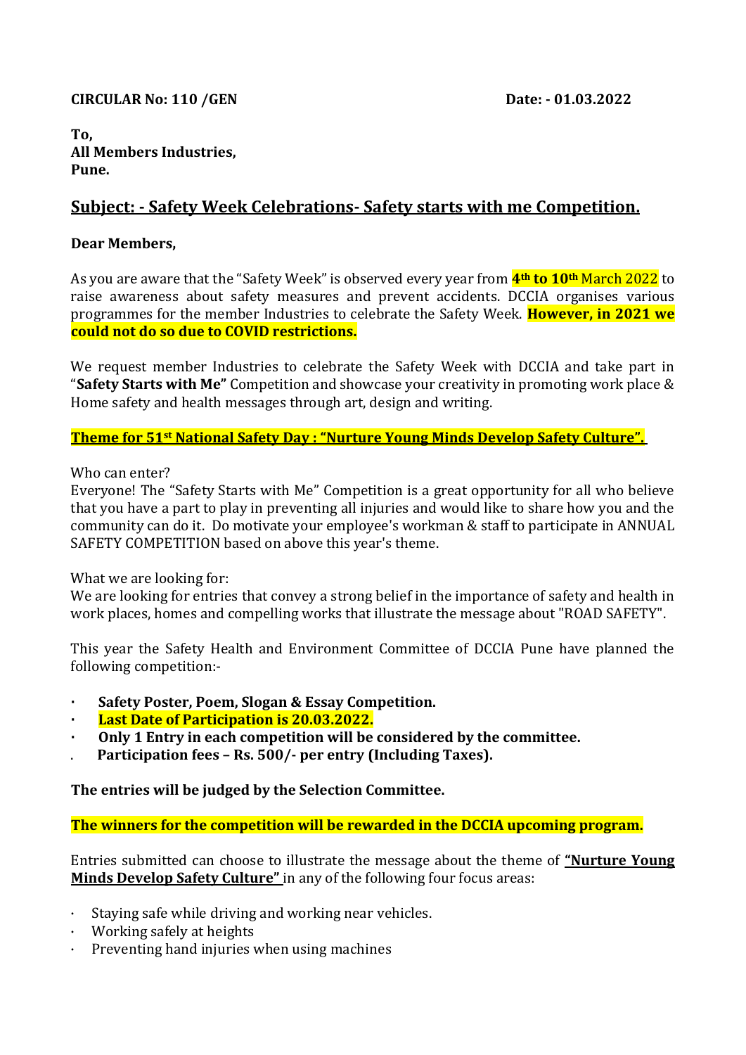**CIRCULAR No: 110 /GEN** **Date: - 01.03.2022**

**To,**
**All Members Industries,**
**Pune.**

## Subject: - Safety Week Celebrations- Safety starts with me Competition.

**Dear Members,**

As you are aware that the "Safety Week" is observed every year from **4th to 10th** March 2022 to raise awareness about safety measures and prevent accidents. DCCIA organises various programmes for the member Industries to celebrate the Safety Week. **However, in 2021 we could not do so due to COVID restrictions.**

We request member Industries to celebrate the Safety Week with DCCIA and take part in "**Safety Starts with Me"** Competition and showcase your creativity in promoting work place & Home safety and health messages through art, design and writing.

**Theme for 51st National Safety Day : "Nurture Young Minds Develop Safety Culture".**

Who can enter?
Everyone! The "Safety Starts with Me" Competition is a great opportunity for all who believe that you have a part to play in preventing all injuries and would like to share how you and the community can do it. Do motivate your employee's workman & staff to participate in ANNUAL SAFETY COMPETITION based on above this year's theme.

What we are looking for:
We are looking for entries that convey a strong belief in the importance of safety and health in work places, homes and compelling works that illustrate the message about "ROAD SAFETY".

This year the Safety Health and Environment Committee of DCCIA Pune have planned the following competition:-

- **Safety Poster, Poem, Slogan & Essay Competition.**
- **Last Date of Participation is 20.03.2022.**
- **Only 1 Entry in each competition will be considered by the committee.**
- **Participation fees – Rs. 500/- per entry (Including Taxes).**

**The entries will be judged by the Selection Committee.**

**The winners for the competition will be rewarded in the DCCIA upcoming program.**

Entries submitted can choose to illustrate the message about the theme of **"Nurture Young Minds Develop Safety Culture"** in any of the following four focus areas:

- Staying safe while driving and working near vehicles.
- Working safely at heights
- Preventing hand injuries when using machines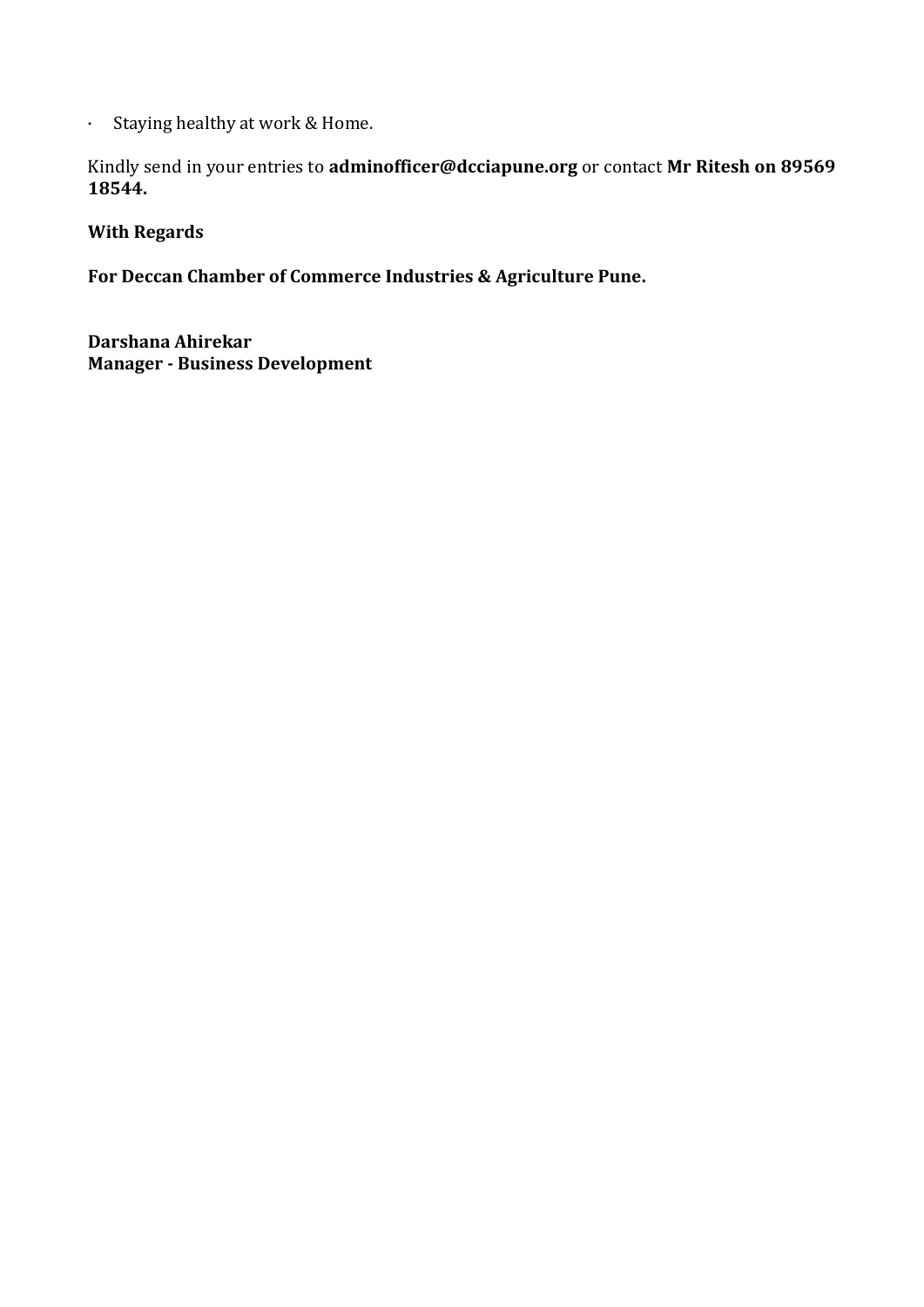- Staying healthy at work & Home.

Kindly send in your entries to **adminofficer@dcciapune.org** or contact **Mr Ritesh on 89569 18544.**

**With Regards**

**For Deccan Chamber of Commerce Industries & Agriculture Pune.**

**Darshana Ahirekar**
**Manager - Business Development**